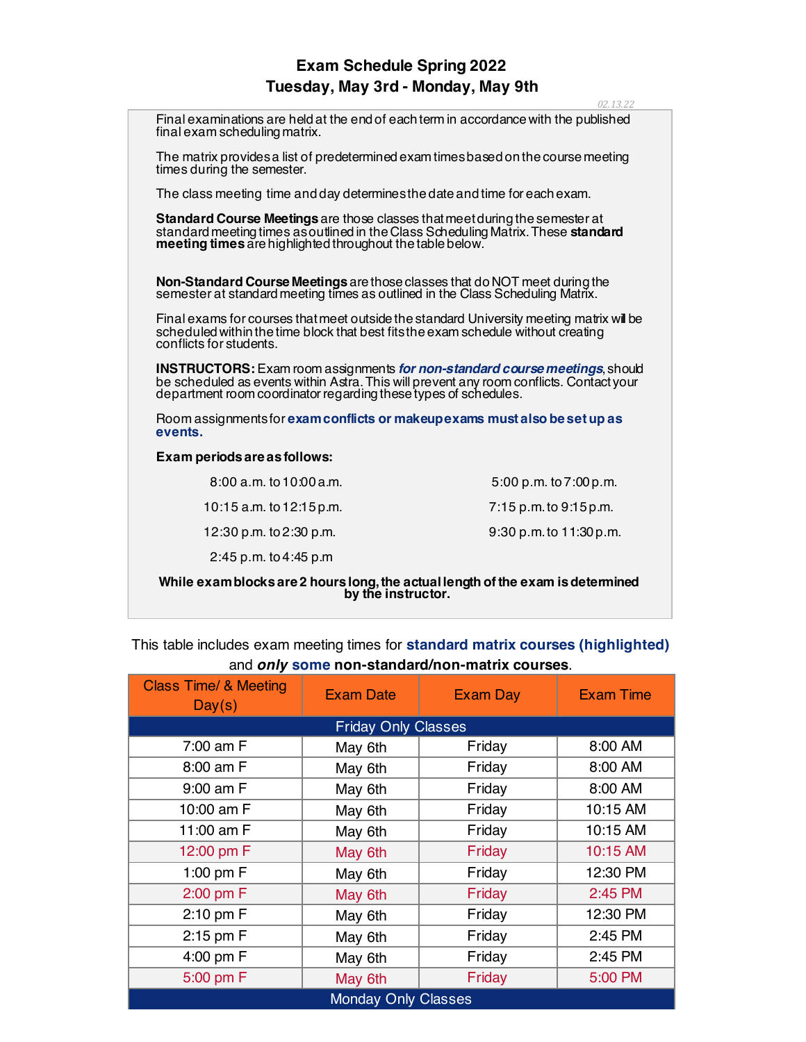# Exam Schedule Spring 2022

## Tuesday, May 3rd - Monday, May 9th

02.13.22

Final examinations are held at the end of each term in accordance with the published final exam scheduling matrix.

The matrix provides a list of predetermined exam times based on the course meeting times during the semester.

The class meeting time and day determines the date and time for each exam.

**Standard Course Meetings** are those classes that meet during the semester at standard meeting times as outlined in the Class Scheduling Matrix. These **standard meeting times** are highlighted throughout the table below.

**Non-Standard Course Meetings** are those classes that do NOT meet during the semester at standard meeting times as outlined in the Class Scheduling Matrix.

Final exams for courses that meet outside the standard University meeting matrix will be scheduled within the time block that best fits the exam schedule without creating conflicts for students.

**INSTRUCTORS:** Exam room assignments ***for non-standard course meetings***, should be scheduled as events within Astra. This will prevent any room conflicts. Contact your department room coordinator regarding these types of schedules.

Room assignments for **exam conflicts or makeup exams must also be set up as events.**

**Exam periods are as follows:**

- 8:00 a.m. to 10:00 a.m.
- 10:15 a.m. to 12:15 p.m.
- 12:30 p.m. to 2:30 p.m.
- 2:45 p.m. to 4:45 p.m
- 5:00 p.m. to 7:00 p.m.
- 7:15 p.m. to 9:15 p.m.
- 9:30 p.m. to 11:30 p.m.

**While exam blocks are 2 hours long, the actual length of the exam is determined by the instructor.**

This table includes exam meeting times for **standard matrix courses (highlighted)** and ***only*** **some non-standard/non-matrix courses**.

| Class Time/ & Meeting Day(s) | Exam Date | Exam Day | Exam Time |
|---|---|---|---|
| Friday Only Classes | | | |
| 7:00 am F | May 6th | Friday | 8:00 AM |
| 8:00 am F | May 6th | Friday | 8:00 AM |
| 9:00 am F | May 6th | Friday | 8:00 AM |
| 10:00 am F | May 6th | Friday | 10:15 AM |
| 11:00 am F | May 6th | Friday | 10:15 AM |
| 12:00 pm F | May 6th | Friday | 10:15 AM |
| 1:00 pm F | May 6th | Friday | 12:30 PM |
| 2:00 pm F | May 6th | Friday | 2:45 PM |
| 2:10 pm F | May 6th | Friday | 12:30 PM |
| 2:15 pm F | May 6th | Friday | 2:45 PM |
| 4:00 pm F | May 6th | Friday | 2:45 PM |
| 5:00 pm F | May 6th | Friday | 5:00 PM |
| Monday Only Classes | | | |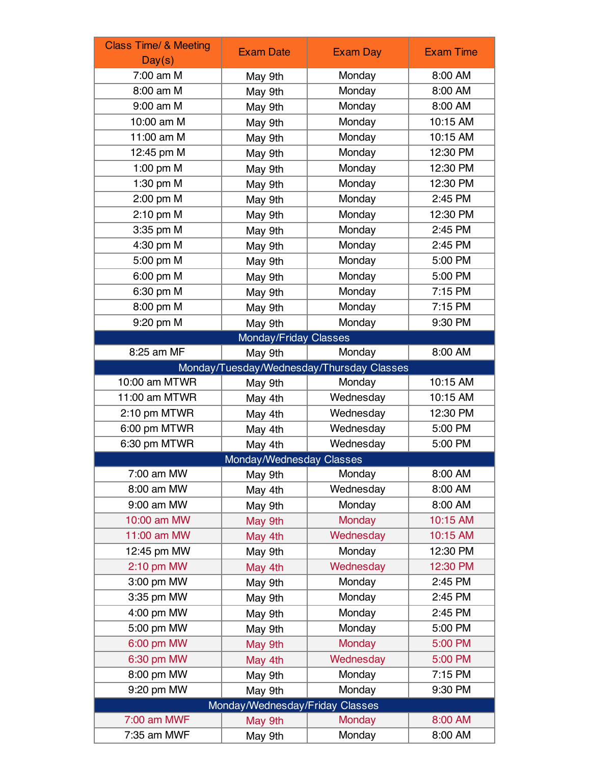| Class Time/ & Meeting Day(s) | Exam Date | Exam Day | Exam Time |
| --- | --- | --- | --- |
| 7:00 am M | May 9th | Monday | 8:00 AM |
| 8:00 am M | May 9th | Monday | 8:00 AM |
| 9:00 am M | May 9th | Monday | 8:00 AM |
| 10:00 am M | May 9th | Monday | 10:15 AM |
| 11:00 am M | May 9th | Monday | 10:15 AM |
| 12:45 pm M | May 9th | Monday | 12:30 PM |
| 1:00 pm M | May 9th | Monday | 12:30 PM |
| 1:30 pm M | May 9th | Monday | 12:30 PM |
| 2:00 pm M | May 9th | Monday | 2:45 PM |
| 2:10 pm M | May 9th | Monday | 12:30 PM |
| 3:35 pm M | May 9th | Monday | 2:45 PM |
| 4:30 pm M | May 9th | Monday | 2:45 PM |
| 5:00 pm M | May 9th | Monday | 5:00 PM |
| 6:00 pm M | May 9th | Monday | 5:00 PM |
| 6:30 pm M | May 9th | Monday | 7:15 PM |
| 8:00 pm M | May 9th | Monday | 7:15 PM |
| 9:20 pm M | May 9th | Monday | 9:30 PM |
| **Monday/Friday Classes** | | | |
| 8:25 am MF | May 9th | Monday | 8:00 AM |
| **Monday/Tuesday/Wednesday/Thursday Classes** | | | |
| 10:00 am MTWR | May 9th | Monday | 10:15 AM |
| 11:00 am MTWR | May 4th | Wednesday | 10:15 AM |
| 2:10 pm MTWR | May 4th | Wednesday | 12:30 PM |
| 6:00 pm MTWR | May 4th | Wednesday | 5:00 PM |
| 6:30 pm MTWR | May 4th | Wednesday | 5:00 PM |
| **Monday/Wednesday Classes** | | | |
| 7:00 am MW | May 9th | Monday | 8:00 AM |
| 8:00 am MW | May 4th | Wednesday | 8:00 AM |
| 9:00 am MW | May 9th | Monday | 8:00 AM |
| 10:00 am MW | May 9th | Monday | 10:15 AM |
| 11:00 am MW | May 4th | Wednesday | 10:15 AM |
| 12:45 pm MW | May 9th | Monday | 12:30 PM |
| 2:10 pm MW | May 4th | Wednesday | 12:30 PM |
| 3:00 pm MW | May 9th | Monday | 2:45 PM |
| 3:35 pm MW | May 9th | Monday | 2:45 PM |
| 4:00 pm MW | May 9th | Monday | 2:45 PM |
| 5:00 pm MW | May 9th | Monday | 5:00 PM |
| 6:00 pm MW | May 9th | Monday | 5:00 PM |
| 6:30 pm MW | May 4th | Wednesday | 5:00 PM |
| 8:00 pm MW | May 9th | Monday | 7:15 PM |
| 9:20 pm MW | May 9th | Monday | 9:30 PM |
| **Monday/Wednesday/Friday Classes** | | | |
| 7:00 am MWF | May 9th | Monday | 8:00 AM |
| 7:35 am MWF | May 9th | Monday | 8:00 AM |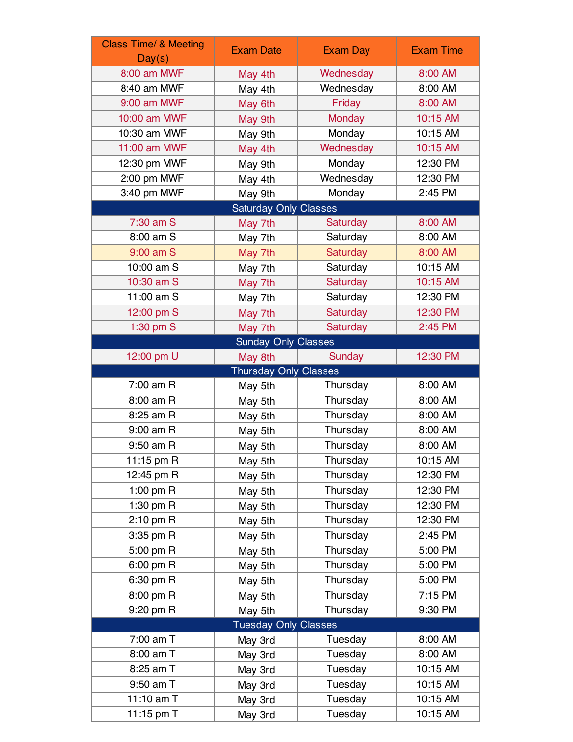| Class Time/ & Meeting Day(s) | Exam Date | Exam Day | Exam Time |
|---|---|---|---|
| 8:00 am MWF | May 4th | Wednesday | 8:00 AM |
| 8:40 am MWF | May 4th | Wednesday | 8:00 AM |
| 9:00 am MWF | May 6th | Friday | 8:00 AM |
| 10:00 am MWF | May 9th | Monday | 10:15 AM |
| 10:30 am MWF | May 9th | Monday | 10:15 AM |
| 11:00 am MWF | May 4th | Wednesday | 10:15 AM |
| 12:30 pm MWF | May 9th | Monday | 12:30 PM |
| 2:00 pm MWF | May 4th | Wednesday | 12:30 PM |
| 3:40 pm MWF | May 9th | Monday | 2:45 PM |
| Saturday Only Classes | | | |
| 7:30 am S | May 7th | Saturday | 8:00 AM |
| 8:00 am S | May 7th | Saturday | 8:00 AM |
| 9:00 am S | May 7th | Saturday | 8:00 AM |
| 10:00 am S | May 7th | Saturday | 10:15 AM |
| 10:30 am S | May 7th | Saturday | 10:15 AM |
| 11:00 am S | May 7th | Saturday | 12:30 PM |
| 12:00 pm S | May 7th | Saturday | 12:30 PM |
| 1:30 pm S | May 7th | Saturday | 2:45 PM |
| Sunday Only Classes | | | |
| 12:00 pm U | May 8th | Sunday | 12:30 PM |
| Thursday Only Classes | | | |
| 7:00 am R | May 5th | Thursday | 8:00 AM |
| 8:00 am R | May 5th | Thursday | 8:00 AM |
| 8:25 am R | May 5th | Thursday | 8:00 AM |
| 9:00 am R | May 5th | Thursday | 8:00 AM |
| 9:50 am R | May 5th | Thursday | 8:00 AM |
| 11:15 pm R | May 5th | Thursday | 10:15 AM |
| 12:45 pm R | May 5th | Thursday | 12:30 PM |
| 1:00 pm R | May 5th | Thursday | 12:30 PM |
| 1:30 pm R | May 5th | Thursday | 12:30 PM |
| 2:10 pm R | May 5th | Thursday | 12:30 PM |
| 3:35 pm R | May 5th | Thursday | 2:45 PM |
| 5:00 pm R | May 5th | Thursday | 5:00 PM |
| 6:00 pm R | May 5th | Thursday | 5:00 PM |
| 6:30 pm R | May 5th | Thursday | 5:00 PM |
| 8:00 pm R | May 5th | Thursday | 7:15 PM |
| 9:20 pm R | May 5th | Thursday | 9:30 PM |
| Tuesday Only Classes | | | |
| 7:00 am T | May 3rd | Tuesday | 8:00 AM |
| 8:00 am T | May 3rd | Tuesday | 8:00 AM |
| 8:25 am T | May 3rd | Tuesday | 10:15 AM |
| 9:50 am T | May 3rd | Tuesday | 10:15 AM |
| 11:10 am T | May 3rd | Tuesday | 10:15 AM |
| 11:15 pm T | May 3rd | Tuesday | 10:15 AM |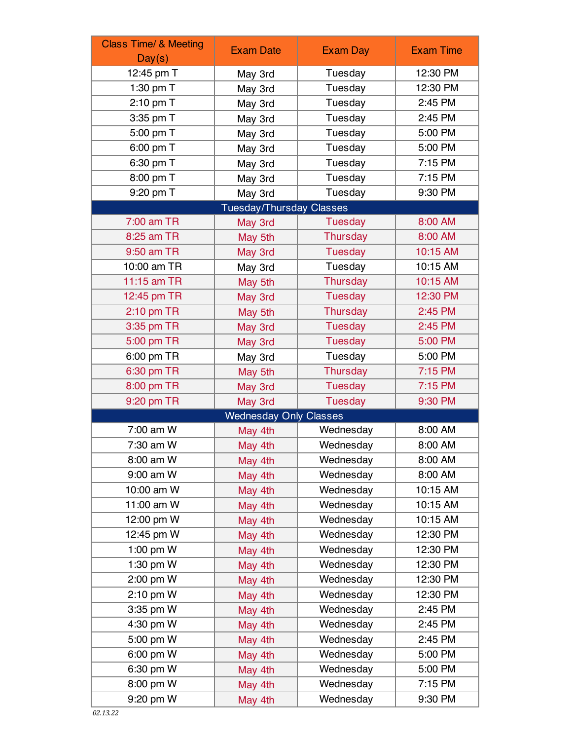| Class Time/ & Meeting Day(s) | Exam Date | Exam Day | Exam Time |
|---|---|---|---|
| 12:45 pm T | May 3rd | Tuesday | 12:30 PM |
| 1:30 pm T | May 3rd | Tuesday | 12:30 PM |
| 2:10 pm T | May 3rd | Tuesday | 2:45 PM |
| 3:35 pm T | May 3rd | Tuesday | 2:45 PM |
| 5:00 pm T | May 3rd | Tuesday | 5:00 PM |
| 6:00 pm T | May 3rd | Tuesday | 5:00 PM |
| 6:30 pm T | May 3rd | Tuesday | 7:15 PM |
| 8:00 pm T | May 3rd | Tuesday | 7:15 PM |
| 9:20 pm T | May 3rd | Tuesday | 9:30 PM |
| **Tuesday/Thursday Classes** | | | |
| 7:00 am TR | May 3rd | Tuesday | 8:00 AM |
| 8:25 am TR | May 5th | Thursday | 8:00 AM |
| 9:50 am TR | May 3rd | Tuesday | 10:15 AM |
| 10:00 am TR | May 3rd | Tuesday | 10:15 AM |
| 11:15 am TR | May 5th | Thursday | 10:15 AM |
| 12:45 pm TR | May 3rd | Tuesday | 12:30 PM |
| 2:10 pm TR | May 5th | Thursday | 2:45 PM |
| 3:35 pm TR | May 3rd | Tuesday | 2:45 PM |
| 5:00 pm TR | May 3rd | Tuesday | 5:00 PM |
| 6:00 pm TR | May 3rd | Tuesday | 5:00 PM |
| 6:30 pm TR | May 5th | Thursday | 7:15 PM |
| 8:00 pm TR | May 3rd | Tuesday | 7:15 PM |
| 9:20 pm TR | May 3rd | Tuesday | 9:30 PM |
| **Wednesday Only Classes** | | | |
| 7:00 am W | May 4th | Wednesday | 8:00 AM |
| 7:30 am W | May 4th | Wednesday | 8:00 AM |
| 8:00 am W | May 4th | Wednesday | 8:00 AM |
| 9:00 am W | May 4th | Wednesday | 8:00 AM |
| 10:00 am W | May 4th | Wednesday | 10:15 AM |
| 11:00 am W | May 4th | Wednesday | 10:15 AM |
| 12:00 pm W | May 4th | Wednesday | 10:15 AM |
| 12:45 pm W | May 4th | Wednesday | 12:30 PM |
| 1:00 pm W | May 4th | Wednesday | 12:30 PM |
| 1:30 pm W | May 4th | Wednesday | 12:30 PM |
| 2:00 pm W | May 4th | Wednesday | 12:30 PM |
| 2:10 pm W | May 4th | Wednesday | 12:30 PM |
| 3:35 pm W | May 4th | Wednesday | 2:45 PM |
| 4:30 pm W | May 4th | Wednesday | 2:45 PM |
| 5:00 pm W | May 4th | Wednesday | 2:45 PM |
| 6:00 pm W | May 4th | Wednesday | 5:00 PM |
| 6:30 pm W | May 4th | Wednesday | 5:00 PM |
| 8:00 pm W | May 4th | Wednesday | 7:15 PM |
| 9:20 pm W | May 4th | Wednesday | 9:30 PM |

02.13.22